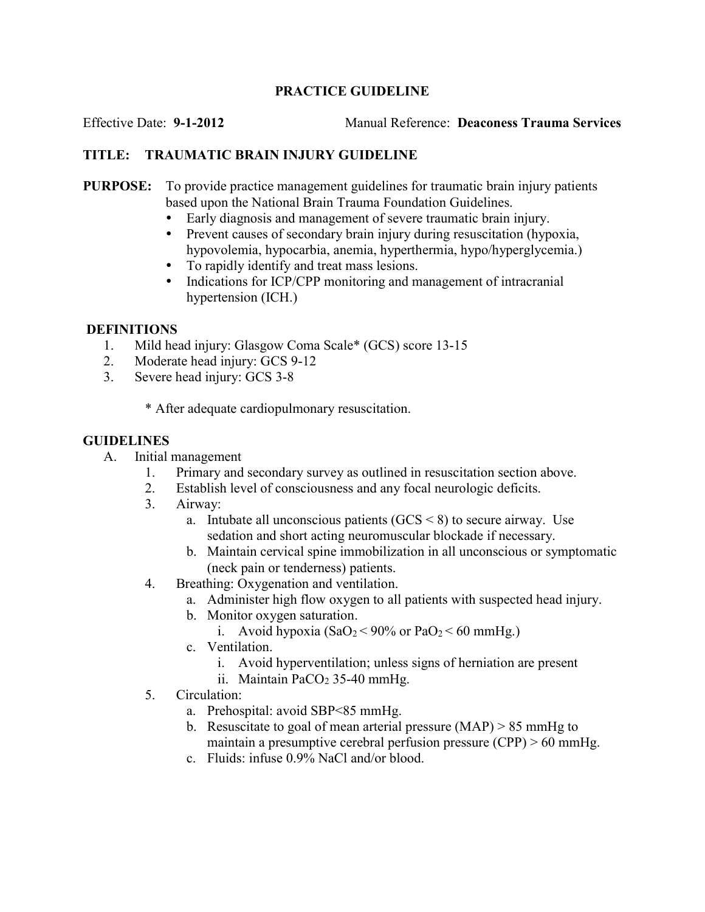**PRACTICE GUIDELINE**

Effective Date: **9-1-2012** Manual Reference: **Deaconess Trauma Services**

## TITLE: TRAUMATIC BRAIN INJURY GUIDELINE

**PURPOSE:** To provide practice management guidelines for traumatic brain injury patients based upon the National Brain Trauma Foundation Guidelines.

- Early diagnosis and management of severe traumatic brain injury.
- Prevent causes of secondary brain injury during resuscitation (hypoxia, hypovolemia, hypocarbia, anemia, hyperthermia, hypo/hyperglycemia.)
- To rapidly identify and treat mass lesions.
- Indications for ICP/CPP monitoring and management of intracranial hypertension (ICH.)

### DEFINITIONS

1. Mild head injury: Glasgow Coma Scale* (GCS) score 13-15
2. Moderate head injury: GCS 9-12
3. Severe head injury: GCS 3-8

\* After adequate cardiopulmonary resuscitation.

### GUIDELINES

A. Initial management

1. Primary and secondary survey as outlined in resuscitation section above.
2. Establish level of consciousness and any focal neurologic deficits.
3. Airway:
   a. Intubate all unconscious patients (GCS < 8) to secure airway. Use sedation and short acting neuromuscular blockade if necessary.
   b. Maintain cervical spine immobilization in all unconscious or symptomatic (neck pain or tenderness) patients.
4. Breathing: Oxygenation and ventilation.
   a. Administer high flow oxygen to all patients with suspected head injury.
   b. Monitor oxygen saturation.
      i. Avoid hypoxia ($SaO_2$ < 90% or $PaO_2$ < 60 mmHg.)
   c. Ventilation.
      i. Avoid hyperventilation; unless signs of herniation are present
      ii. Maintain $PaCO_2$ 35-40 mmHg.
5. Circulation:
   a. Prehospital: avoid SBP<85 mmHg.
   b. Resuscitate to goal of mean arterial pressure (MAP) > 85 mmHg to maintain a presumptive cerebral perfusion pressure (CPP) > 60 mmHg.
   c. Fluids: infuse 0.9% NaCl and/or blood.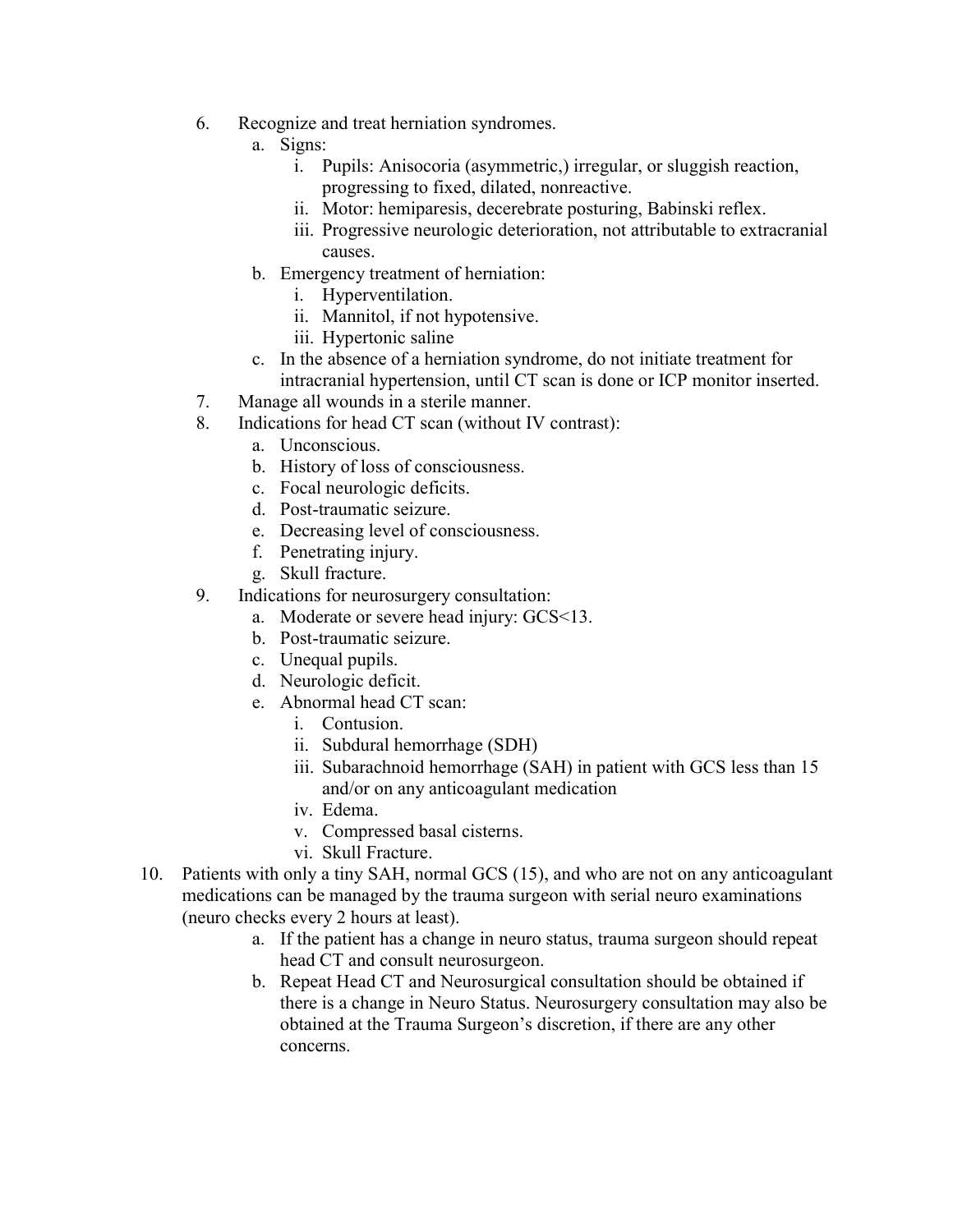6. Recognize and treat herniation syndromes.
    a. Signs:
        i. Pupils: Anisocoria (asymmetric,) irregular, or sluggish reaction, progressing to fixed, dilated, nonreactive.
        ii. Motor: hemiparesis, decerebrate posturing, Babinski reflex.
        iii. Progressive neurologic deterioration, not attributable to extracranial causes.
    b. Emergency treatment of herniation:
        i. Hyperventilation.
        ii. Mannitol, if not hypotensive.
        iii. Hypertonic saline
    c. In the absence of a herniation syndrome, do not initiate treatment for intracranial hypertension, until CT scan is done or ICP monitor inserted.
7. Manage all wounds in a sterile manner.
8. Indications for head CT scan (without IV contrast):
    a. Unconscious.
    b. History of loss of consciousness.
    c. Focal neurologic deficits.
    d. Post-traumatic seizure.
    e. Decreasing level of consciousness.
    f. Penetrating injury.
    g. Skull fracture.
9. Indications for neurosurgery consultation:
    a. Moderate or severe head injury: GCS<13.
    b. Post-traumatic seizure.
    c. Unequal pupils.
    d. Neurologic deficit.
    e. Abnormal head CT scan:
        i. Contusion.
        ii. Subdural hemorrhage (SDH)
        iii. Subarachnoid hemorrhage (SAH) in patient with GCS less than 15 and/or on any anticoagulant medication
        iv. Edema.
        v. Compressed basal cisterns.
        vi. Skull Fracture.
10. Patients with only a tiny SAH, normal GCS (15), and who are not on any anticoagulant medications can be managed by the trauma surgeon with serial neuro examinations (neuro checks every 2 hours at least).
    a. If the patient has a change in neuro status, trauma surgeon should repeat head CT and consult neurosurgeon.
    b. Repeat Head CT and Neurosurgical consultation should be obtained if there is a change in Neuro Status. Neurosurgery consultation may also be obtained at the Trauma Surgeon's discretion, if there are any other concerns.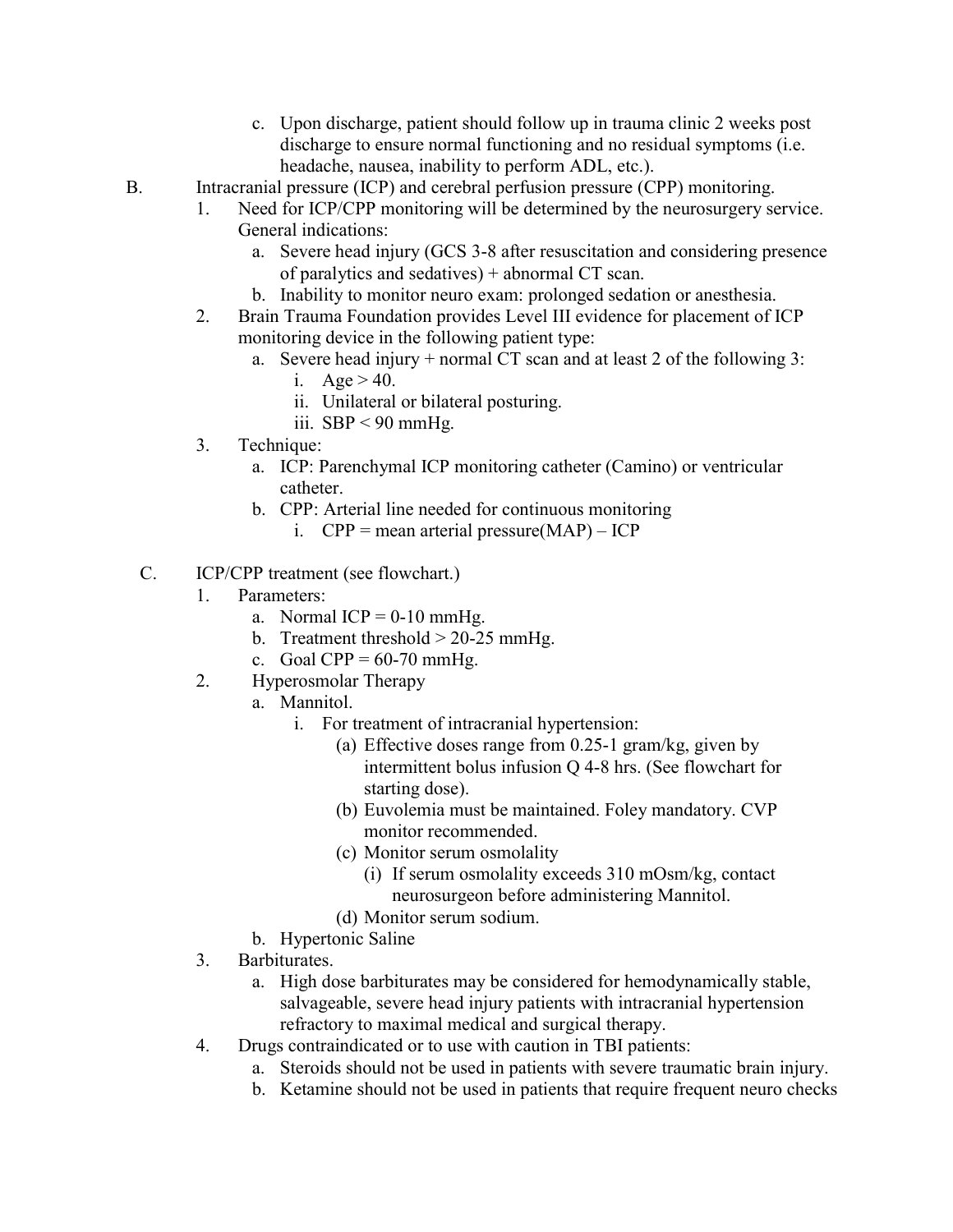c. Upon discharge, patient should follow up in trauma clinic 2 weeks post discharge to ensure normal functioning and no residual symptoms (i.e. headache, nausea, inability to perform ADL, etc.).

B. Intracranial pressure (ICP) and cerebral perfusion pressure (CPP) monitoring.

1. Need for ICP/CPP monitoring will be determined by the neurosurgery service. General indications:
   a. Severe head injury (GCS 3-8 after resuscitation and considering presence of paralytics and sedatives) + abnormal CT scan.
   b. Inability to monitor neuro exam: prolonged sedation or anesthesia.
2. Brain Trauma Foundation provides Level III evidence for placement of ICP monitoring device in the following patient type:
   a. Severe head injury + normal CT scan and at least 2 of the following 3:
      i. Age > 40.
      ii. Unilateral or bilateral posturing.
      iii. SBP < 90 mmHg.
3. Technique:
   a. ICP: Parenchymal ICP monitoring catheter (Camino) or ventricular catheter.
   b. CPP: Arterial line needed for continuous monitoring
      i. CPP = mean arterial pressure(MAP) – ICP

C. ICP/CPP treatment (see flowchart.)

1. Parameters:
   a. Normal ICP = 0-10 mmHg.
   b. Treatment threshold > 20-25 mmHg.
   c. Goal CPP = 60-70 mmHg.
2. Hyperosmolar Therapy
   a. Mannitol.
      i. For treatment of intracranial hypertension:
         (a) Effective doses range from 0.25-1 gram/kg, given by intermittent bolus infusion Q 4-8 hrs. (See flowchart for starting dose).
         (b) Euvolemia must be maintained. Foley mandatory. CVP monitor recommended.
         (c) Monitor serum osmolality
            (i) If serum osmolality exceeds 310 mOsm/kg, contact neurosurgeon before administering Mannitol.
         (d) Monitor serum sodium.
   b. Hypertonic Saline
3. Barbiturates.
   a. High dose barbiturates may be considered for hemodynamically stable, salvageable, severe head injury patients with intracranial hypertension refractory to maximal medical and surgical therapy.
4. Drugs contraindicated or to use with caution in TBI patients:
   a. Steroids should not be used in patients with severe traumatic brain injury.
   b. Ketamine should not be used in patients that require frequent neuro checks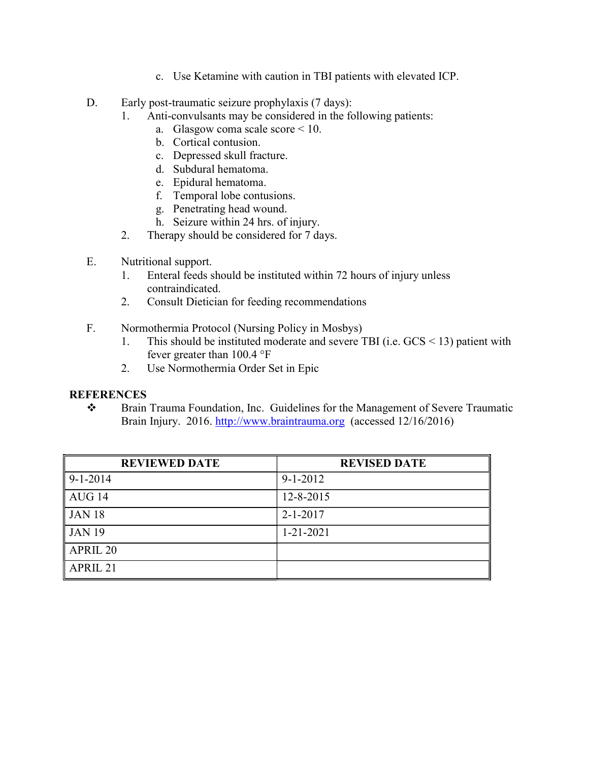c. Use Ketamine with caution in TBI patients with elevated ICP.

D. Early post-traumatic seizure prophylaxis (7 days):
   1. Anti-convulsants may be considered in the following patients:
      a. Glasgow coma scale score < 10.
      b. Cortical contusion.
      c. Depressed skull fracture.
      d. Subdural hematoma.
      e. Epidural hematoma.
      f. Temporal lobe contusions.
      g. Penetrating head wound.
      h. Seizure within 24 hrs. of injury.
   2. Therapy should be considered for 7 days.

E. Nutritional support.
   1. Enteral feeds should be instituted within 72 hours of injury unless contraindicated.
   2. Consult Dietician for feeding recommendations

F. Normothermia Protocol (Nursing Policy in Mosbys)
   1. This should be instituted moderate and severe TBI (i.e. GCS < 13) patient with fever greater than 100.4 °F
   2. Use Normothermia Order Set in Epic

**REFERENCES**

❖ Brain Trauma Foundation, Inc. Guidelines for the Management of Severe Traumatic Brain Injury. 2016. http://www.braintrauma.org (accessed 12/16/2016)

| REVIEWED DATE | REVISED DATE |
|---|---|
| 9-1-2014 | 9-1-2012 |
| AUG 14 | 12-8-2015 |
| JAN 18 | 2-1-2017 |
| JAN 19 | 1-21-2021 |
| APRIL 20 | |
| APRIL 21 | |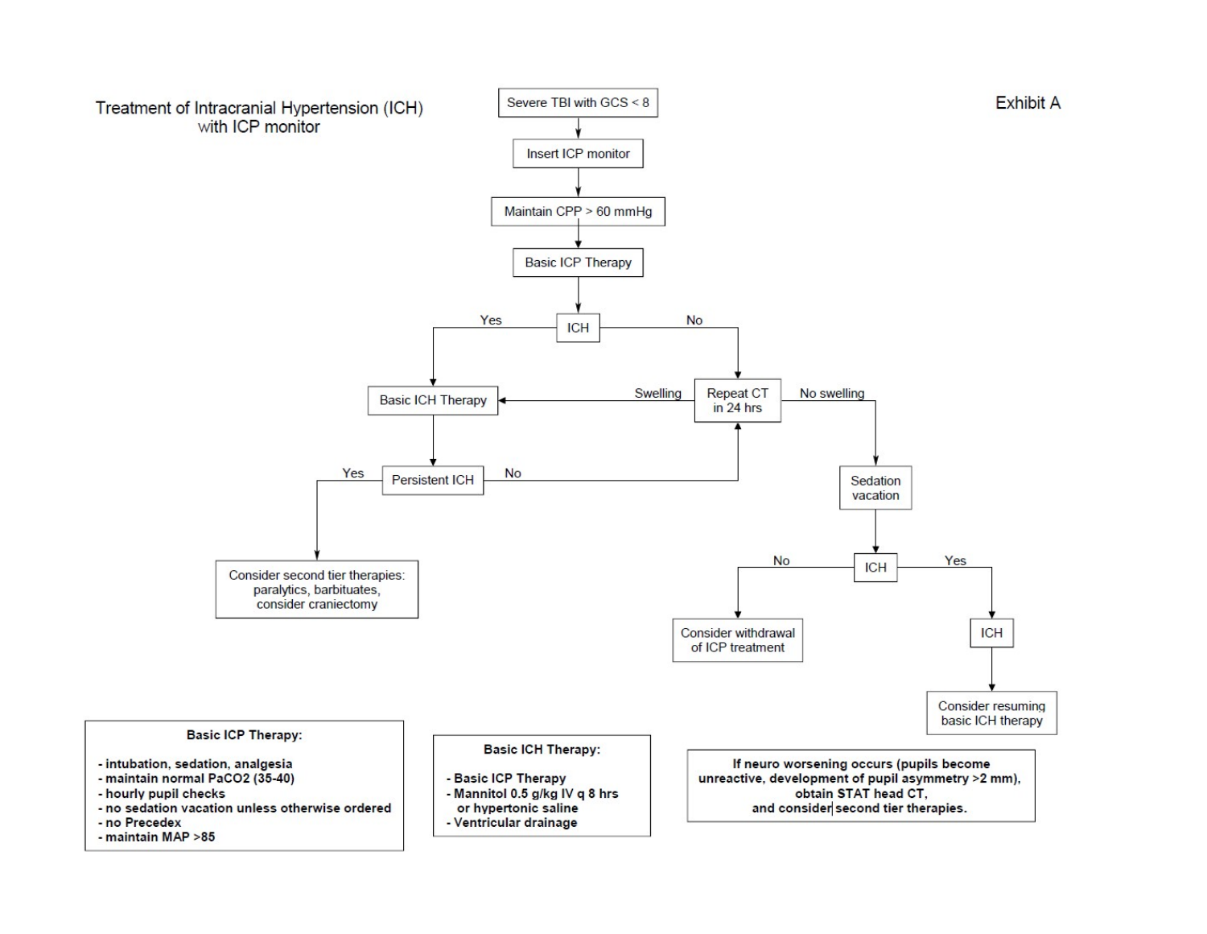Exhibit A

# Treatment of Intracranial Hypertension (ICH) with ICP monitor

- Severe TBI with GCS < 8
- Insert ICP monitor
- Maintain CPP > 60 mmHg
- Basic ICP Therapy
- ICH
  - Yes → Basic ICH Therapy
    - Persistent ICH
      - Yes → Consider second tier therapies: paralytics, barbituates, consider craniectomy
      - No → Repeat CT in 24 hrs
  - No → Repeat CT in 24 hrs
    - Swelling → Basic ICH Therapy
    - No swelling → Sedation vacation
      - ICH
        - No → Consider withdrawal of ICP treatment
        - Yes → ICH → Consider resuming basic ICH therapy

**Basic ICP Therapy:**

- **intubation, sedation, analgesia**
- **maintain normal PaCO2 (35-40)**
- **hourly pupil checks**
- **no sedation vacation unless otherwise ordered**
- **no Precedex**
- **maintain MAP >85**

**Basic ICH Therapy:**

- **Basic ICP Therapy**
- **Mannitol 0.5 g/kg IV q 8 hrs or hypertonic saline**
- **Ventricular drainage**

**If neuro worsening occurs (pupils become unreactive, development of pupil asymmetry >2 mm), obtain STAT head CT, and consider second tier therapies.**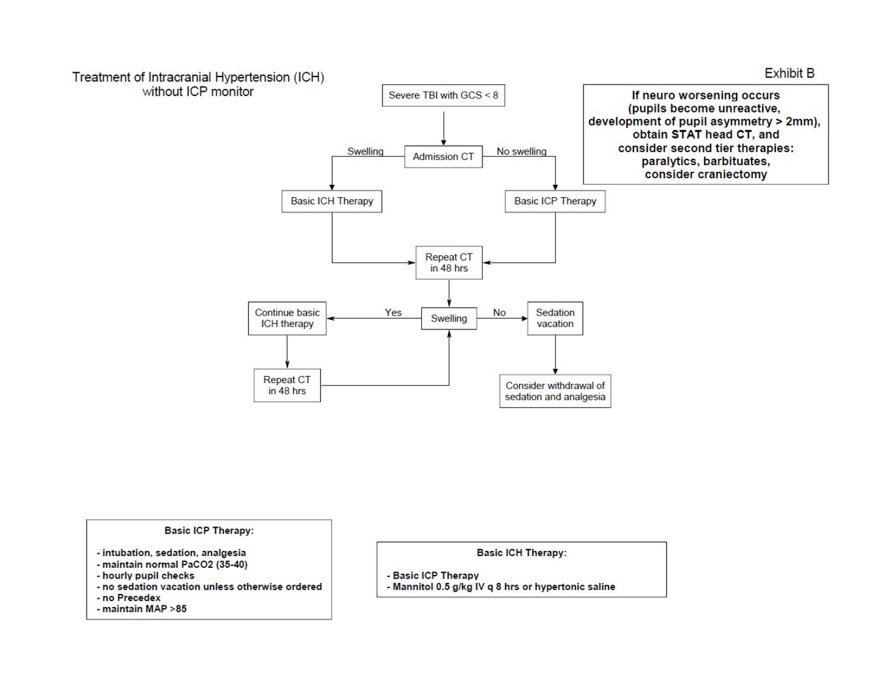Exhibit B

# Treatment of Intracranial Hypertension (ICH) without ICP monitor

Severe TBI with GCS < 8

Admission CT

Swelling

No swelling

Basic ICH Therapy

Basic ICP Therapy

Repeat CT in 48 hrs

Swelling

Yes

No

Continue basic ICH therapy

Repeat CT in 48 hrs

Sedation vacation

Consider withdrawal of sedation and analgesia

**If neuro worsening occurs (pupils become unreactive, development of pupil asymmetry > 2mm), obtain STAT head CT, and consider second tier therapies: paralytics, barbituates, consider craniectomy**

**Basic ICP Therapy:**

- **intubation, sedation, analgesia**
- **maintain normal $PaCO_2$ (35-40)**
- **hourly pupil checks**
- **no sedation vacation unless otherwise ordered**
- **no Precedex**
- **maintain MAP >85**

**Basic ICH Therapy:**

- **Basic ICP Therapy**
- **Mannitol 0.5 g/kg IV q 8 hrs or hypertonic saline**